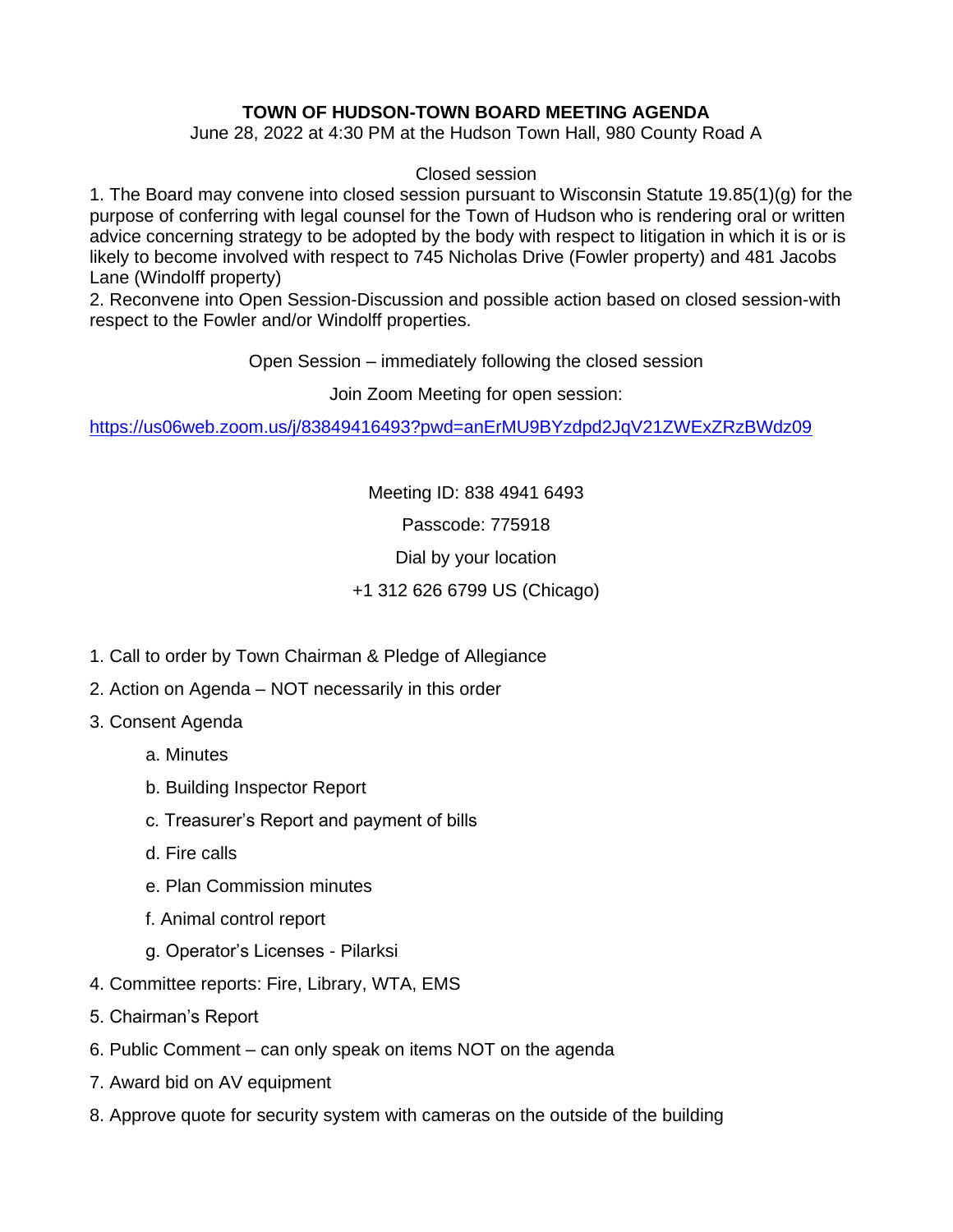# TOWN OF HUDSON-TOWN BOARD MEETING AGENDA

June 28, 2022 at 4:30 PM at the Hudson Town Hall, 980 County Road A

Closed session

1. The Board may convene into closed session pursuant to Wisconsin Statute 19.85(1)(g) for the purpose of conferring with legal counsel for the Town of Hudson who is rendering oral or written advice concerning strategy to be adopted by the body with respect to litigation in which it is or is likely to become involved with respect to 745 Nicholas Drive (Fowler property) and 481 Jacobs Lane (Windolff property)
2. Reconvene into Open Session-Discussion and possible action based on closed session-with respect to the Fowler and/or Windolff properties.

Open Session – immediately following the closed session

Join Zoom Meeting for open session:

https://us06web.zoom.us/j/83849416493?pwd=anErMU9BYzdpd2JqV21ZWExZRzBWdz09

Meeting ID: 838 4941 6493

Passcode: 775918

Dial by your location

+1 312 626 6799 US (Chicago)

1. Call to order by Town Chairman & Pledge of Allegiance
2. Action on Agenda – NOT necessarily in this order
3. Consent Agenda
   a. Minutes
   b. Building Inspector Report
   c. Treasurer's Report and payment of bills
   d. Fire calls
   e. Plan Commission minutes
   f. Animal control report
   g. Operator's Licenses - Pilarksi
4. Committee reports: Fire, Library, WTA, EMS
5. Chairman's Report
6. Public Comment – can only speak on items NOT on the agenda
7. Award bid on AV equipment
8. Approve quote for security system with cameras on the outside of the building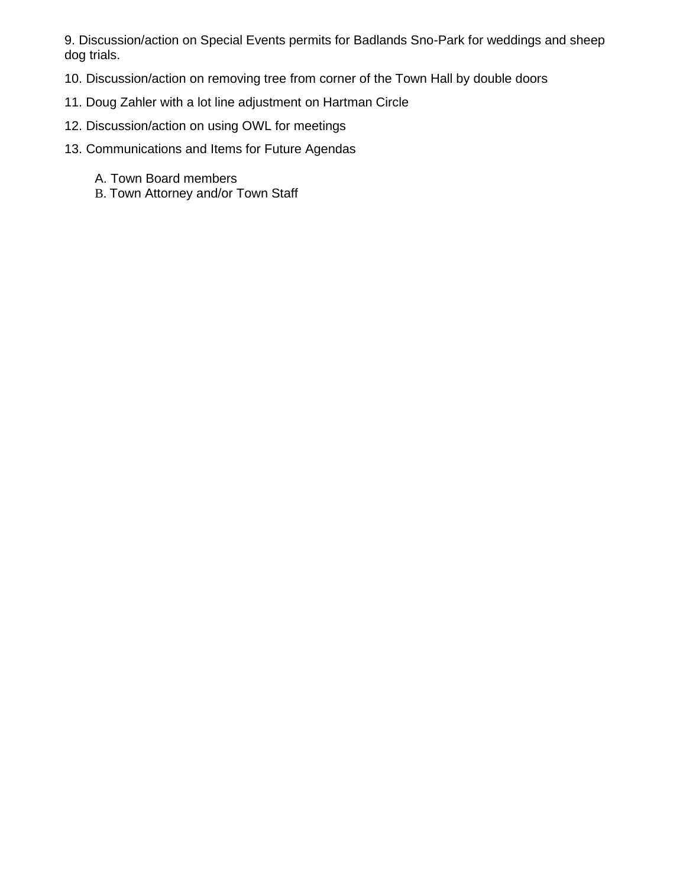9. Discussion/action on Special Events permits for Badlands Sno-Park for weddings and sheep dog trials.

10. Discussion/action on removing tree from corner of the Town Hall by double doors

11. Doug Zahler with a lot line adjustment on Hartman Circle

12. Discussion/action on using OWL for meetings

13. Communications and Items for Future Agendas

    A. Town Board members
    B. Town Attorney and/or Town Staff